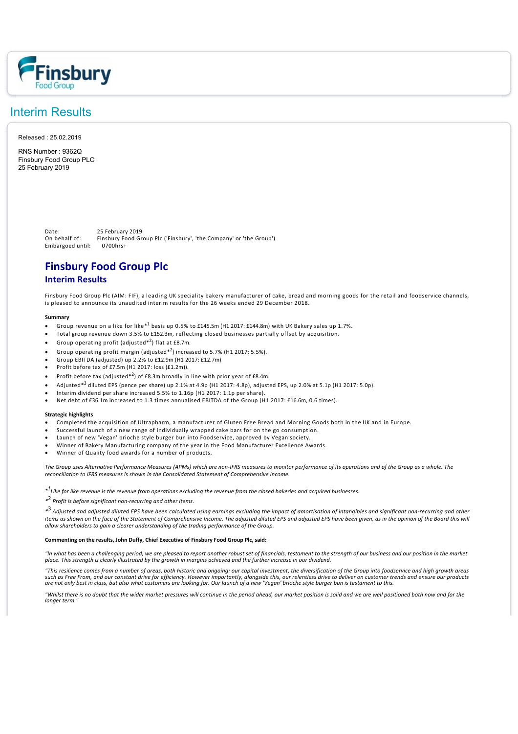# Interim Results

Released : 25.02.2019

RNS Number : 9362Q
Finsbury Food Group PLC
25 February 2019

Date: 25 February 2019
On behalf of: Finsbury Food Group Plc ('Finsbury', 'the Company' or 'the Group')
Embargoed until: 0700hrs+

## Finsbury Food Group Plc

### Interim Results

Finsbury Food Group Plc (AIM: FIF), a leading UK speciality bakery manufacturer of cake, bread and morning goods for the retail and foodservice channels, is pleased to announce its unaudited interim results for the 26 weeks ended 29 December 2018.

**Summary**

- Group revenue on a like for like*[1] basis up 0.5% to £145.5m (H1 2017: £144.8m) with UK Bakery sales up 1.7%.
- Total group revenue down 3.5% to £152.3m, reflecting closed businesses partially offset by acquisition.
- Group operating profit (adjusted*[2]) flat at £8.7m.
- Group operating profit margin (adjusted*[2]) increased to 5.7% (H1 2017: 5.5%).
- Group EBITDA (adjusted) up 2.2% to £12.9m (H1 2017: £12.7m)
- Profit before tax of £7.5m (H1 2017: loss (£1.2m)).
- Profit before tax (adjusted*[2]) of £8.3m broadly in line with prior year of £8.4m.
- Adjusted*[3] diluted EPS (pence per share) up 2.1% at 4.9p (H1 2017: 4.8p), adjusted EPS, up 2.0% at 5.1p (H1 2017: 5.0p).
- Interim dividend per share increased 5.5% to 1.16p (H1 2017: 1.1p per share).
- Net debt of £36.1m increased to 1.3 times annualised EBITDA of the Group (H1 2017: £16.6m, 0.6 times).

**Strategic highlights**

- Completed the acquisition of Ultrapharm, a manufacturer of Gluten Free Bread and Morning Goods both in the UK and in Europe.
- Successful launch of a new range of individually wrapped cake bars for on the go consumption.
- Launch of new 'Vegan' brioche style burger bun into Foodservice, approved by Vegan society.
- Winner of Bakery Manufacturing company of the year in the Food Manufacturer Excellence Awards.
- Winner of Quality food awards for a number of products.

*The Group uses Alternative Performance Measures (APMs) which are non-IFRS measures to monitor performance of its operations and of the Group as a whole. The reconciliation to IFRS measures is shown in the Consolidated Statement of Comprehensive Income.*

*[1] *Like for like revenue is the revenue from operations excluding the revenue from the closed bakeries and acquired businesses.*

*[2] *Profit is before significant non-recurring and other items.*

*[3] *Adjusted and adjusted diluted EPS have been calculated using earnings excluding the impact of amortisation of intangibles and significant non-recurring and other items as shown on the face of the Statement of Comprehensive Income. The adjusted diluted EPS and adjusted EPS have been given, as in the opinion of the Board this will allow shareholders to gain a clearer understanding of the trading performance of the Group.*

**Commenting on the results, John Duffy, Chief Executive of Finsbury Food Group Plc, said:**

*"In what has been a challenging period, we are pleased to report another robust set of financials, testament to the strength of our business and our position in the market place. This strength is clearly illustrated by the growth in margins achieved and the further increase in our dividend.*

*"This resilience comes from a number of areas, both historic and ongoing: our capital investment, the diversification of the Group into foodservice and high growth areas such as Free From, and our constant drive for efficiency. However importantly, alongside this, our relentless drive to deliver on customer trends and ensure our products are not only best in class, but also what customers are looking for. Our launch of a new 'Vegan' brioche style burger bun is testament to this.*

*"Whilst there is no doubt that the wider market pressures will continue in the period ahead, our market position is solid and we are well positioned both now and for the longer term."*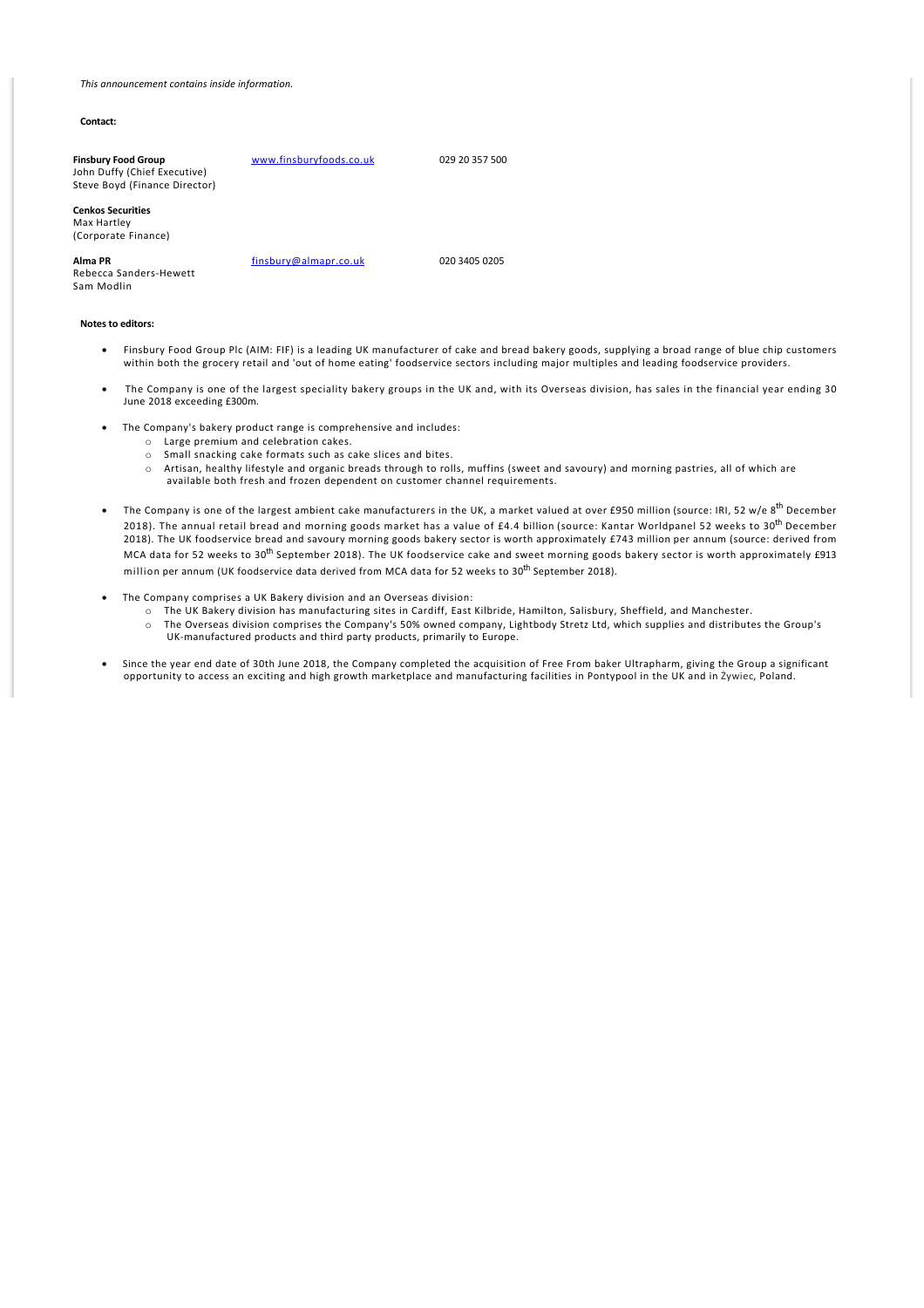*This announcement contains inside information.*

**Contact:**

**Finsbury Food Group** | www.finsburyfoods.co.uk | 029 20 357 500
John Duffy (Chief Executive)
Steve Boyd (Finance Director)

**Cenkos Securities**
Max Hartley
(Corporate Finance)

**Alma PR** | finsbury@almapr.co.uk | 020 3405 0205
Rebecca Sanders-Hewett
Sam Modlin

**Notes to editors:**

- Finsbury Food Group Plc (AIM: FIF) is a leading UK manufacturer of cake and bread bakery goods, supplying a broad range of blue chip customers within both the grocery retail and 'out of home eating' foodservice sectors including major multiples and leading foodservice providers.

- The Company is one of the largest speciality bakery groups in the UK and, with its Overseas division, has sales in the financial year ending 30 June 2018 exceeding £300m.

- The Company's bakery product range is comprehensive and includes:
  - Large premium and celebration cakes.
  - Small snacking cake formats such as cake slices and bites.
  - Artisan, healthy lifestyle and organic breads through to rolls, muffins (sweet and savoury) and morning pastries, all of which are available both fresh and frozen dependent on customer channel requirements.

- The Company is one of the largest ambient cake manufacturers in the UK, a market valued at over £950 million (source: IRI, 52 w/e 8th December 2018). The annual retail bread and morning goods market has a value of £4.4 billion (source: Kantar Worldpanel 52 weeks to 30th December 2018). The UK foodservice bread and savoury morning goods bakery sector is worth approximately £743 million per annum (source: derived from MCA data for 52 weeks to 30th September 2018). The UK foodservice cake and sweet morning goods bakery sector is worth approximately £913 million per annum (UK foodservice data derived from MCA data for 52 weeks to 30th September 2018).

- The Company comprises a UK Bakery division and an Overseas division:
  - The UK Bakery division has manufacturing sites in Cardiff, East Kilbride, Hamilton, Salisbury, Sheffield, and Manchester.
  - The Overseas division comprises the Company's 50% owned company, Lightbody Stretz Ltd, which supplies and distributes the Group's UK-manufactured products and third party products, primarily to Europe.

- Since the year end date of 30th June 2018, the Company completed the acquisition of Free From baker Ultrapharm, giving the Group a significant opportunity to access an exciting and high growth marketplace and manufacturing facilities in Pontypool in the UK and in Żywiec, Poland.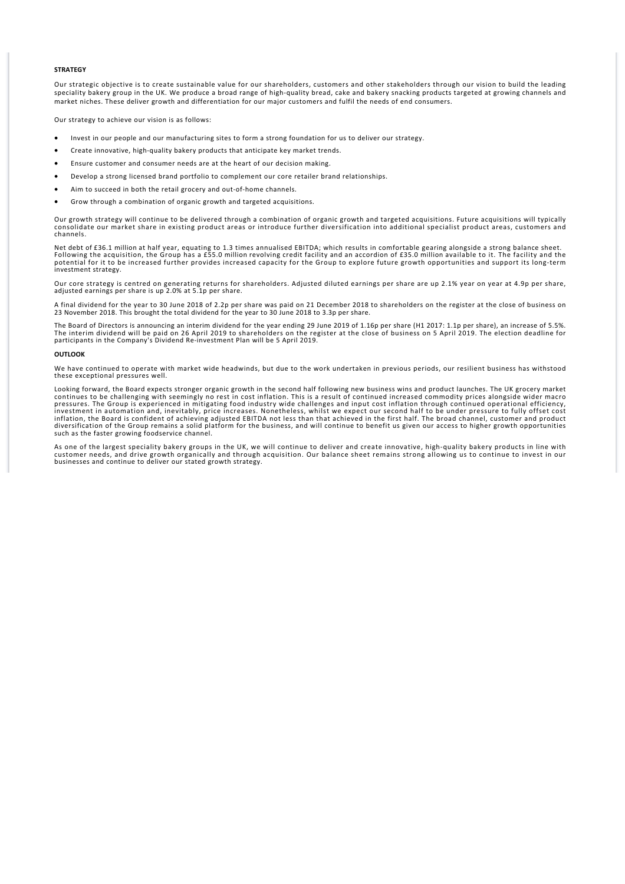## STRATEGY

Our strategic objective is to create sustainable value for our shareholders, customers and other stakeholders through our vision to build the leading speciality bakery group in the UK. We produce a broad range of high-quality bread, cake and bakery snacking products targeted at growing channels and market niches. These deliver growth and differentiation for our major customers and fulfil the needs of end consumers.

Our strategy to achieve our vision is as follows:

- Invest in our people and our manufacturing sites to form a strong foundation for us to deliver our strategy.
- Create innovative, high-quality bakery products that anticipate key market trends.
- Ensure customer and consumer needs are at the heart of our decision making.
- Develop a strong licensed brand portfolio to complement our core retailer brand relationships.
- Aim to succeed in both the retail grocery and out-of-home channels.
- Grow through a combination of organic growth and targeted acquisitions.

Our growth strategy will continue to be delivered through a combination of organic growth and targeted acquisitions. Future acquisitions will typically consolidate our market share in existing product areas or introduce further diversification into additional specialist product areas, customers and channels.

Net debt of £36.1 million at half year, equating to 1.3 times annualised EBITDA; which results in comfortable gearing alongside a strong balance sheet. Following the acquisition, the Group has a £55.0 million revolving credit facility and an accordion of £35.0 million available to it. The facility and the potential for it to be increased further provides increased capacity for the Group to explore future growth opportunities and support its long-term investment strategy.

Our core strategy is centred on generating returns for shareholders. Adjusted diluted earnings per share are up 2.1% year on year at 4.9p per share, adjusted earnings per share is up 2.0% at 5.1p per share.

A final dividend for the year to 30 June 2018 of 2.2p per share was paid on 21 December 2018 to shareholders on the register at the close of business on 23 November 2018. This brought the total dividend for the year to 30 June 2018 to 3.3p per share.

The Board of Directors is announcing an interim dividend for the year ending 29 June 2019 of 1.16p per share (H1 2017: 1.1p per share), an increase of 5.5%. The interim dividend will be paid on 26 April 2019 to shareholders on the register at the close of business on 5 April 2019. The election deadline for participants in the Company's Dividend Re-investment Plan will be 5 April 2019.

## OUTLOOK

We have continued to operate with market wide headwinds, but due to the work undertaken in previous periods, our resilient business has withstood these exceptional pressures well.

Looking forward, the Board expects stronger organic growth in the second half following new business wins and product launches. The UK grocery market continues to be challenging with seemingly no rest in cost inflation. This is a result of continued increased commodity prices alongside wider macro pressures. The Group is experienced in mitigating food industry wide challenges and input cost inflation through continued operational efficiency, investment in automation and, inevitably, price increases. Nonetheless, whilst we expect our second half to be under pressure to fully offset cost inflation, the Board is confident of achieving adjusted EBITDA not less than that achieved in the first half. The broad channel, customer and product diversification of the Group remains a solid platform for the business, and will continue to benefit us given our access to higher growth opportunities such as the faster growing foodservice channel.

As one of the largest speciality bakery groups in the UK, we will continue to deliver and create innovative, high-quality bakery products in line with customer needs, and drive growth organically and through acquisition. Our balance sheet remains strong allowing us to continue to invest in our businesses and continue to deliver our stated growth strategy.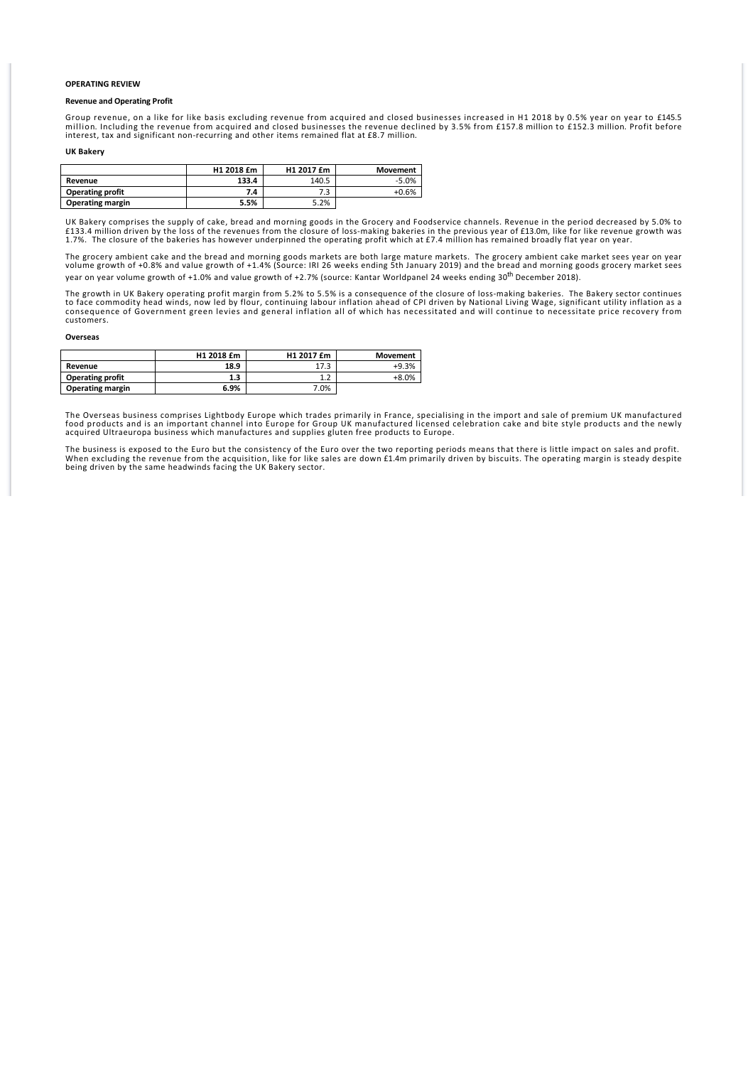## OPERATING REVIEW

### Revenue and Operating Profit

Group revenue, on a like for like basis excluding revenue from acquired and closed businesses increased in H1 2018 by 0.5% year on year to £145.5 million. Including the revenue from acquired and closed businesses the revenue declined by 3.5% from £157.8 million to £152.3 million. Profit before interest, tax and significant non-recurring and other items remained flat at £8.7 million.

### UK Bakery

| | H1 2018 £m | H1 2017 £m | Movement |
|---|---|---|---|
| **Revenue** | **133.4** | 140.5 | -5.0% |
| **Operating profit** | **7.4** | 7.3 | +0.6% |
| **Operating margin** | **5.5%** | 5.2% | |

UK Bakery comprises the supply of cake, bread and morning goods in the Grocery and Foodservice channels. Revenue in the period decreased by 5.0% to £133.4 million driven by the loss of the revenues from the closure of loss-making bakeries in the previous year of £13.0m, like for like revenue growth was 1.7%. The closure of the bakeries has however underpinned the operating profit which at £7.4 million has remained broadly flat year on year.

The grocery ambient cake and the bread and morning goods markets are both large mature markets. The grocery ambient cake market sees year on year volume growth of +0.8% and value growth of +1.4% (Source: IRI 26 weeks ending 5th January 2019) and the bread and morning goods grocery market sees year on year volume growth of +1.0% and value growth of +2.7% (source: Kantar Worldpanel 24 weeks ending 30th December 2018).

The growth in UK Bakery operating profit margin from 5.2% to 5.5% is a consequence of the closure of loss-making bakeries. The Bakery sector continues to face commodity head winds, now led by flour, continuing labour inflation ahead of CPI driven by National Living Wage, significant utility inflation as a consequence of Government green levies and general inflation all of which has necessitated and will continue to necessitate price recovery from customers.

### Overseas

| | H1 2018 £m | H1 2017 £m | Movement |
|---|---|---|---|
| **Revenue** | **18.9** | 17.3 | +9.3% |
| **Operating profit** | **1.3** | 1.2 | +8.0% |
| **Operating margin** | **6.9%** | 7.0% | |

The Overseas business comprises Lightbody Europe which trades primarily in France, specialising in the import and sale of premium UK manufactured food products and is an important channel into Europe for Group UK manufactured licensed celebration cake and bite style products and the newly acquired Ultraeuropa business which manufactures and supplies gluten free products to Europe.

The business is exposed to the Euro but the consistency of the Euro over the two reporting periods means that there is little impact on sales and profit. When excluding the revenue from the acquisition, like for like sales are down £1.4m primarily driven by biscuits. The operating margin is steady despite being driven by the same headwinds facing the UK Bakery sector.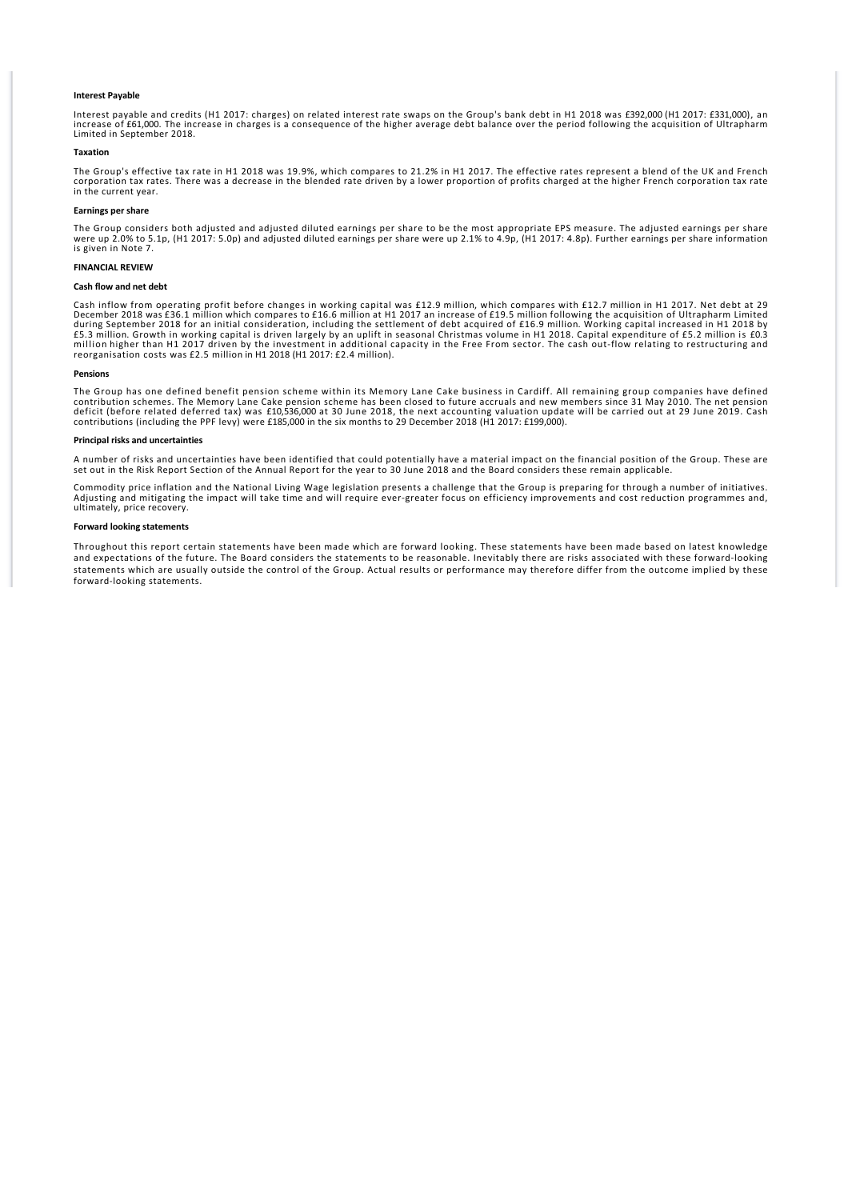#### Interest Payable

Interest payable and credits (H1 2017: charges) on related interest rate swaps on the Group's bank debt in H1 2018 was £392,000 (H1 2017: £331,000), an increase of £61,000. The increase in charges is a consequence of the higher average debt balance over the period following the acquisition of Ultrapharm Limited in September 2018.

#### Taxation

The Group's effective tax rate in H1 2018 was 19.9%, which compares to 21.2% in H1 2017. The effective rates represent a blend of the UK and French corporation tax rates. There was a decrease in the blended rate driven by a lower proportion of profits charged at the higher French corporation tax rate in the current year.

#### Earnings per share

The Group considers both adjusted and adjusted diluted earnings per share to be the most appropriate EPS measure. The adjusted earnings per share were up 2.0% to 5.1p, (H1 2017: 5.0p) and adjusted diluted earnings per share were up 2.1% to 4.9p, (H1 2017: 4.8p). Further earnings per share information is given in Note 7.

### FINANCIAL REVIEW

#### Cash flow and net debt

Cash inflow from operating profit before changes in working capital was £12.9 million, which compares with £12.7 million in H1 2017. Net debt at 29 December 2018 was £36.1 million which compares to £16.6 million at H1 2017 an increase of £19.5 million following the acquisition of Ultrapharm Limited during September 2018 for an initial consideration, including the settlement of debt acquired of £16.9 million. Working capital increased in H1 2018 by £5.3 million. Growth in working capital is driven largely by an uplift in seasonal Christmas volume in H1 2018. Capital expenditure of £5.2 million is £0.3 million higher than H1 2017 driven by the investment in additional capacity in the Free From sector. The cash out-flow relating to restructuring and reorganisation costs was £2.5 million in H1 2018 (H1 2017: £2.4 million).

#### Pensions

The Group has one defined benefit pension scheme within its Memory Lane Cake business in Cardiff. All remaining group companies have defined contribution schemes. The Memory Lane Cake pension scheme has been closed to future accruals and new members since 31 May 2010. The net pension deficit (before related deferred tax) was £10,536,000 at 30 June 2018, the next accounting valuation update will be carried out at 29 June 2019. Cash contributions (including the PPF levy) were £185,000 in the six months to 29 December 2018 (H1 2017: £199,000).

#### Principal risks and uncertainties

A number of risks and uncertainties have been identified that could potentially have a material impact on the financial position of the Group. These are set out in the Risk Report Section of the Annual Report for the year to 30 June 2018 and the Board considers these remain applicable.

Commodity price inflation and the National Living Wage legislation presents a challenge that the Group is preparing for through a number of initiatives. Adjusting and mitigating the impact will take time and will require ever-greater focus on efficiency improvements and cost reduction programmes and, ultimately, price recovery.

#### Forward looking statements

Throughout this report certain statements have been made which are forward looking. These statements have been made based on latest knowledge and expectations of the future. The Board considers the statements to be reasonable. Inevitably there are risks associated with these forward-looking statements which are usually outside the control of the Group. Actual results or performance may therefore differ from the outcome implied by these forward-looking statements.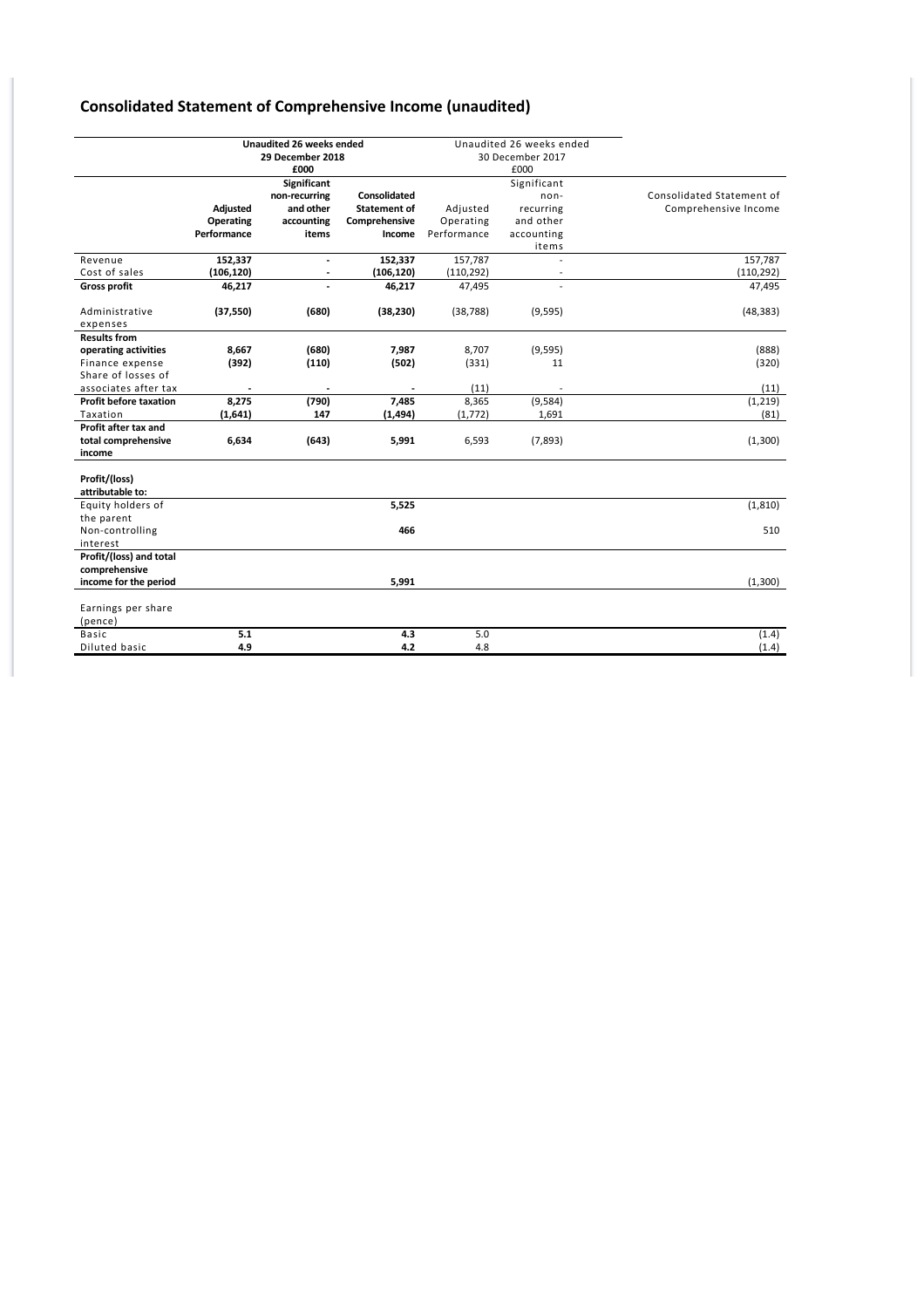# Consolidated Statement of Comprehensive Income (unaudited)

| | Unaudited 26 weeks ended 29 December 2018 £000 | | | Unaudited 26 weeks ended 30 December 2017 £000 | | |
|---|---|---|---|---|---|---|
| | **Adjusted Operating Performance** | **Significant non-recurring and other accounting items** | **Consolidated Statement of Comprehensive Income** | Adjusted Operating Performance | Significant non-recurring and other accounting items | Consolidated Statement of Comprehensive Income |
| Revenue | **152,337** | **-** | **152,337** | 157,787 | - | 157,787 |
| Cost of sales | **(106,120)** | **-** | **(106,120)** | (110,292) | - | (110,292) |
| **Gross profit** | **46,217** | **-** | **46,217** | 47,495 | - | 47,495 |
| Administrative expenses | **(37,550)** | **(680)** | **(38,230)** | (38,788) | (9,595) | (48,383) |
| **Results from operating activities** | **8,667** | **(680)** | **7,987** | 8,707 | (9,595) | (888) |
| Finance expense | **(392)** | **(110)** | **(502)** | (331) | 11 | (320) |
| Share of losses of associates after tax | **-** | **-** | **-** | (11) | - | (11) |
| **Profit before taxation** | **8,275** | **(790)** | **7,485** | 8,365 | (9,584) | (1,219) |
| Taxation | **(1,641)** | **147** | **(1,494)** | (1,772) | 1,691 | (81) |
| **Profit after tax and total comprehensive income** | **6,634** | **(643)** | **5,991** | 6,593 | (7,893) | (1,300) |
| **Profit/(loss) attributable to:** | | | | | | |
| Equity holders of the parent | | | **5,525** | | | (1,810) |
| Non-controlling interest | | | **466** | | | 510 |
| **Profit/(loss) and total comprehensive income for the period** | | | **5,991** | | | (1,300) |
| Earnings per share (pence) | | | | | | |
| Basic | **5.1** | | **4.3** | 5.0 | | (1.4) |
| Diluted basic | **4.9** | | **4.2** | 4.8 | | (1.4) |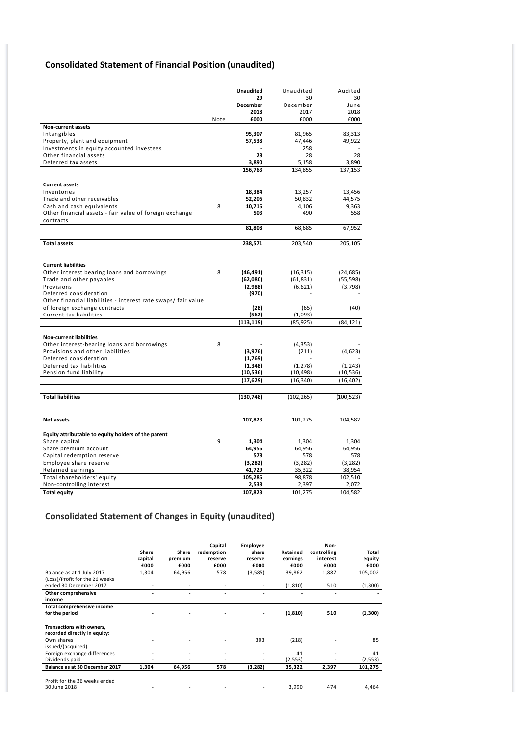## Consolidated Statement of Financial Position (unaudited)

| | Note | Unaudited 29 December 2018 £000 | Unaudited 30 December 2017 £000 | Audited 30 June 2018 £000 |
|---|---|---|---|---|
| **Non-current assets** | | | | |
| Intangibles | | **95,307** | 81,965 | 83,313 |
| Property, plant and equipment | | **57,538** | 47,446 | 49,922 |
| Investments in equity accounted investees | | **-** | 258 | - |
| Other financial assets | | **28** | 28 | 28 |
| Deferred tax assets | | **3,890** | 5,158 | 3,890 |
| | | **156,763** | 134,855 | 137,153 |
| **Current assets** | | | | |
| Inventories | | **18,384** | 13,257 | 13,456 |
| Trade and other receivables | | **52,206** | 50,832 | 44,575 |
| Cash and cash equivalents | 8 | **10,715** | 4,106 | 9,363 |
| Other financial assets - fair value of foreign exchange contracts | | **503** | 490 | 558 |
| | | **81,808** | 68,685 | 67,952 |
| **Total assets** | | **238,571** | 203,540 | 205,105 |
| **Current liabilities** | | | | |
| Other interest bearing loans and borrowings | 8 | **(46,491)** | (16,315) | (24,685) |
| Trade and other payables | | **(62,080)** | (61,831) | (55,598) |
| Provisions | | **(2,988)** | (6,621) | (3,798) |
| Deferred consideration | | **(970)** | - | - |
| Other financial liabilities - interest rate swaps/ fair value of foreign exchange contracts | | **(28)** | (65) | (40) |
| Current tax liabilities | | **(562)** | (1,093) | - |
| | | **(113,119)** | (85,925) | (84,121) |
| **Non-current liabilities** | | | | |
| Other interest-bearing loans and borrowings | 8 | **-** | (4,353) | - |
| Provisions and other liabilities | | **(3,976)** | (211) | (4,623) |
| Deferred consideration | | **(1,769)** | - | - |
| Deferred tax liabilities | | **(1,348)** | (1,278) | (1,243) |
| Pension fund liability | | **(10,536)** | (10,498) | (10,536) |
| | | **(17,629)** | (16,340) | (16,402) |
| **Total liabilities** | | **(130,748)** | (102,265) | (100,523) |
| **Net assets** | | **107,823** | 101,275 | 104,582 |
| **Equity attributable to equity holders of the parent** | | | | |
| Share capital | 9 | **1,304** | 1,304 | 1,304 |
| Share premium account | | **64,956** | 64,956 | 64,956 |
| Capital redemption reserve | | **578** | 578 | 578 |
| Employee share reserve | | **(3,282)** | (3,282) | (3,282) |
| Retained earnings | | **41,729** | 35,322 | 38,954 |
| Total shareholders' equity | | **105,285** | 98,878 | 102,510 |
| Non-controlling interest | | **2,538** | 2,397 | 2,072 |
| **Total equity** | | **107,823** | 101,275 | 104,582 |

## Consolidated Statement of Changes in Equity (unaudited)

| | Share capital £000 | Share premium £000 | Capital redemption reserve £000 | Employee share reserve £000 | Retained earnings £000 | Non-controlling interest £000 | Total equity £000 |
|---|---|---|---|---|---|---|---|
| Balance as at 1 July 2017 | 1,304 | 64,956 | 578 | (3,585) | 39,862 | 1,887 | 105,002 |
| (Loss)/Profit for the 26 weeks ended 30 December 2017 | - | - | - | - | (1,810) | 510 | (1,300) |
| **Other comprehensive income** | **-** | **-** | **-** | **-** | **-** | **-** | **-** |
| **Total comprehensive income for the period** | **-** | **-** | **-** | **-** | **(1,810)** | **510** | **(1,300)** |
| **Transactions with owners, recorded directly in equity:** | | | | | | | |
| Own shares issued/(acquired) | - | - | - | 303 | (218) | - | 85 |
| Foreign exchange differences | - | - | - | - | 41 | - | 41 |
| Dividends paid | - | - | - | - | (2,553) | - | (2,553) |
| **Balance as at 30 December 2017** | **1,304** | **64,956** | **578** | **(3,282)** | **35,322** | **2,397** | **101,275** |
| Profit for the 26 weeks ended 30 June 2018 | - | - | - | - | 3,990 | 474 | 4,464 |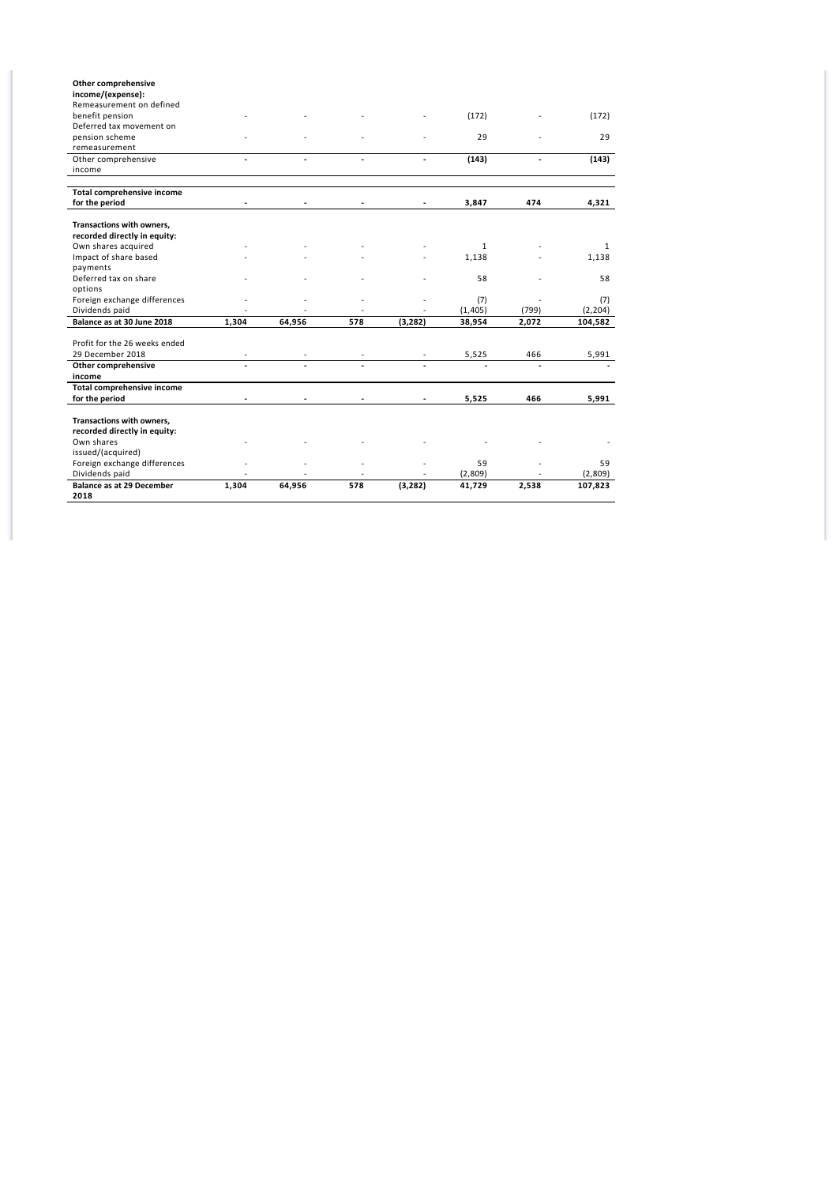| | | | | | | | |
|---|---|---|---|---|---|---|---|
| **Other comprehensive income/(expense):** | | | | | | | |
| Remeasurement on defined benefit pension | - | - | - | - | (172) | - | (172) |
| Deferred tax movement on pension scheme remeasurement | - | - | - | - | 29 | - | 29 |
| Other comprehensive income | **-** | **-** | **-** | **-** | **(143)** | **-** | **(143)** |
| | | | | | | | |
| **Total comprehensive income for the period** | **-** | **-** | **-** | **-** | **3,847** | **474** | **4,321** |
| | | | | | | | |
| **Transactions with owners, recorded directly in equity:** | | | | | | | |
| Own shares acquired | - | - | - | - | 1 | - | 1 |
| Impact of share based payments | - | - | - | - | 1,138 | - | 1,138 |
| Deferred tax on share options | - | - | - | - | 58 | - | 58 |
| Foreign exchange differences | - | - | - | - | (7) | - | (7) |
| Dividends paid | - | - | - | - | (1,405) | (799) | (2,204) |
| **Balance as at 30 June 2018** | **1,304** | **64,956** | **578** | **(3,282)** | **38,954** | **2,072** | **104,582** |
| | | | | | | | |
| Profit for the 26 weeks ended 29 December 2018 | - | - | - | - | 5,525 | 466 | 5,991 |
| **Other comprehensive income** | **-** | **-** | **-** | **-** | **-** | **-** | **-** |
| **Total comprehensive income for the period** | **-** | **-** | **-** | **-** | **5,525** | **466** | **5,991** |
| | | | | | | | |
| **Transactions with owners, recorded directly in equity:** | | | | | | | |
| Own shares issued/(acquired) | - | - | - | - | - | - | - |
| Foreign exchange differences | - | - | - | - | 59 | - | 59 |
| Dividends paid | - | - | - | - | (2,809) | - | (2,809) |
| **Balance as at 29 December 2018** | **1,304** | **64,956** | **578** | **(3,282)** | **41,729** | **2,538** | **107,823** |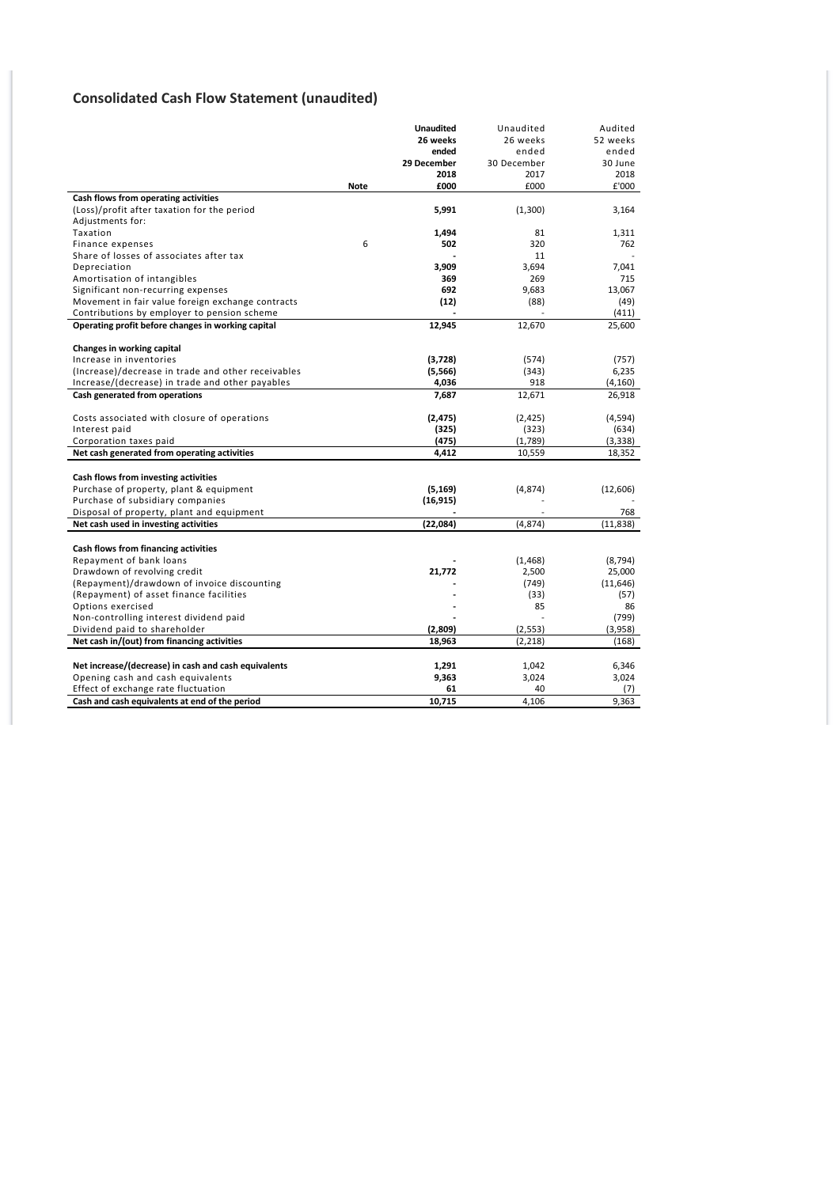# Consolidated Cash Flow Statement (unaudited)

| | Note | Unaudited 26 weeks ended 29 December 2018 £000 | Unaudited 26 weeks ended 30 December 2017 £000 | Audited 52 weeks ended 30 June 2018 £'000 |
|---|---|---|---|---|
| **Cash flows from operating activities** | | | | |
| (Loss)/profit after taxation for the period | | **5,991** | (1,300) | 3,164 |
| Adjustments for: | | | | |
| Taxation | | **1,494** | 81 | 1,311 |
| Finance expenses | 6 | **502** | 320 | 762 |
| Share of losses of associates after tax | | **-** | 11 | - |
| Depreciation | | **3,909** | 3,694 | 7,041 |
| Amortisation of intangibles | | **369** | 269 | 715 |
| Significant non-recurring expenses | | **692** | 9,683 | 13,067 |
| Movement in fair value foreign exchange contracts | | **(12)** | (88) | (49) |
| Contributions by employer to pension scheme | | **-** | - | (411) |
| **Operating profit before changes in working capital** | | **12,945** | 12,670 | 25,600 |
| | | | | |
| **Changes in working capital** | | | | |
| Increase in inventories | | **(3,728)** | (574) | (757) |
| (Increase)/decrease in trade and other receivables | | **(5,566)** | (343) | 6,235 |
| Increase/(decrease) in trade and other payables | | **4,036** | 918 | (4,160) |
| **Cash generated from operations** | | **7,687** | 12,671 | 26,918 |
| | | | | |
| Costs associated with closure of operations | | **(2,475)** | (2,425) | (4,594) |
| Interest paid | | **(325)** | (323) | (634) |
| Corporation taxes paid | | **(475)** | (1,789) | (3,338) |
| **Net cash generated from operating activities** | | **4,412** | 10,559 | 18,352 |
| | | | | |
| **Cash flows from investing activities** | | | | |
| Purchase of property, plant & equipment | | **(5,169)** | (4,874) | (12,606) |
| Purchase of subsidiary companies | | **(16,915)** | - | - |
| Disposal of property, plant and equipment | | **-** | - | 768 |
| **Net cash used in investing activities** | | **(22,084)** | (4,874) | (11,838) |
| | | | | |
| **Cash flows from financing activities** | | | | |
| Repayment of bank loans | | **-** | (1,468) | (8,794) |
| Drawdown of revolving credit | | **21,772** | 2,500 | 25,000 |
| (Repayment)/drawdown of invoice discounting | | **-** | (749) | (11,646) |
| (Repayment) of asset finance facilities | | **-** | (33) | (57) |
| Options exercised | | **-** | 85 | 86 |
| Non-controlling interest dividend paid | | **-** | - | (799) |
| Dividend paid to shareholder | | **(2,809)** | (2,553) | (3,958) |
| **Net cash in/(out) from financing activities** | | **18,963** | (2,218) | (168) |
| | | | | |
| **Net increase/(decrease) in cash and cash equivalents** | | **1,291** | 1,042 | 6,346 |
| Opening cash and cash equivalents | | **9,363** | 3,024 | 3,024 |
| Effect of exchange rate fluctuation | | **61** | 40 | (7) |
| **Cash and cash equivalents at end of the period** | | **10,715** | 4,106 | 9,363 |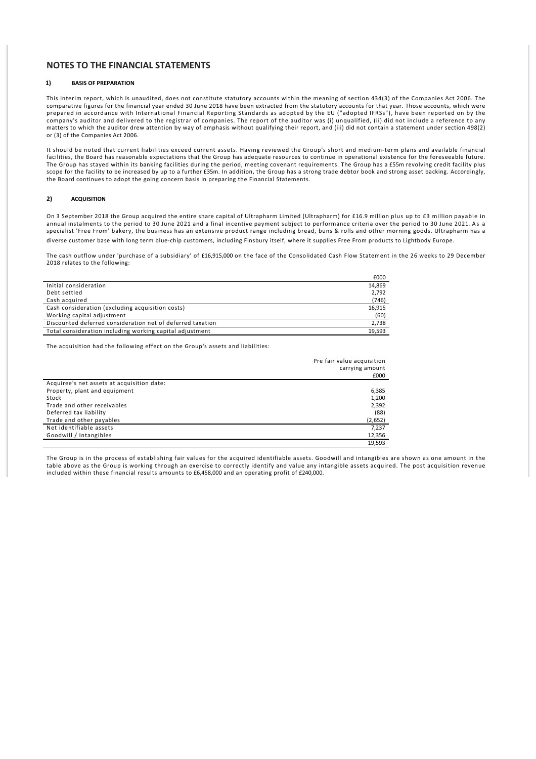# NOTES TO THE FINANCIAL STATEMENTS

## 1) BASIS OF PREPARATION

This interim report, which is unaudited, does not constitute statutory accounts within the meaning of section 434(3) of the Companies Act 2006. The comparative figures for the financial year ended 30 June 2018 have been extracted from the statutory accounts for that year. Those accounts, which were prepared in accordance with International Financial Reporting Standards as adopted by the EU ("adopted IFRSs"), have been reported on by the company's auditor and delivered to the registrar of companies. The report of the auditor was (i) unqualified, (ii) did not include a reference to any matters to which the auditor drew attention by way of emphasis without qualifying their report, and (iii) did not contain a statement under section 498(2) or (3) of the Companies Act 2006.

It should be noted that current liabilities exceed current assets. Having reviewed the Group's short and medium-term plans and available financial facilities, the Board has reasonable expectations that the Group has adequate resources to continue in operational existence for the foreseeable future. The Group has stayed within its banking facilities during the period, meeting covenant requirements. The Group has a £55m revolving credit facility plus scope for the facility to be increased by up to a further £35m. In addition, the Group has a strong trade debtor book and strong asset backing. Accordingly, the Board continues to adopt the going concern basis in preparing the Financial Statements.

## 2) ACQUISITION

On 3 September 2018 the Group acquired the entire share capital of Ultrapharm Limited (Ultrapharm) for £16.9 million plus up to £3 million payable in annual instalments to the period to 30 June 2021 and a final incentive payment subject to performance criteria over the period to 30 June 2021. As a specialist 'Free From' bakery, the business has an extensive product range including bread, buns & rolls and other morning goods. Ultrapharm has a diverse customer base with long term blue-chip customers, including Finsbury itself, where it supplies Free From products to Lightbody Europe.

The cash outflow under 'purchase of a subsidiary' of £16,915,000 on the face of the Consolidated Cash Flow Statement in the 26 weeks to 29 December 2018 relates to the following:

| | £000 |
|---|---|
| Initial consideration | 14,869 |
| Debt settled | 2,792 |
| Cash acquired | (746) |
| Cash consideration (excluding acquisition costs) | 16,915 |
| Working capital adjustment | (60) |
| Discounted deferred consideration net of deferred taxation | 2,738 |
| Total consideration including working capital adjustment | 19,593 |

The acquisition had the following effect on the Group's assets and liabilities:

| | Pre fair value acquisition carrying amount £000 |
|---|---|
| Acquiree's net assets at acquisition date: | |
| Property, plant and equipment | 6,385 |
| Stock | 1,200 |
| Trade and other receivables | 2,392 |
| Deferred tax liability | (88) |
| Trade and other payables | (2,652) |
| Net identifiable assets | 7,237 |
| Goodwill / Intangibles | 12,356 |
| | 19,593 |

The Group is in the process of establishing fair values for the acquired identifiable assets. Goodwill and intangibles are shown as one amount in the table above as the Group is working through an exercise to correctly identify and value any intangible assets acquired. The post acquisition revenue included within these financial results amounts to £6,458,000 and an operating profit of £240,000.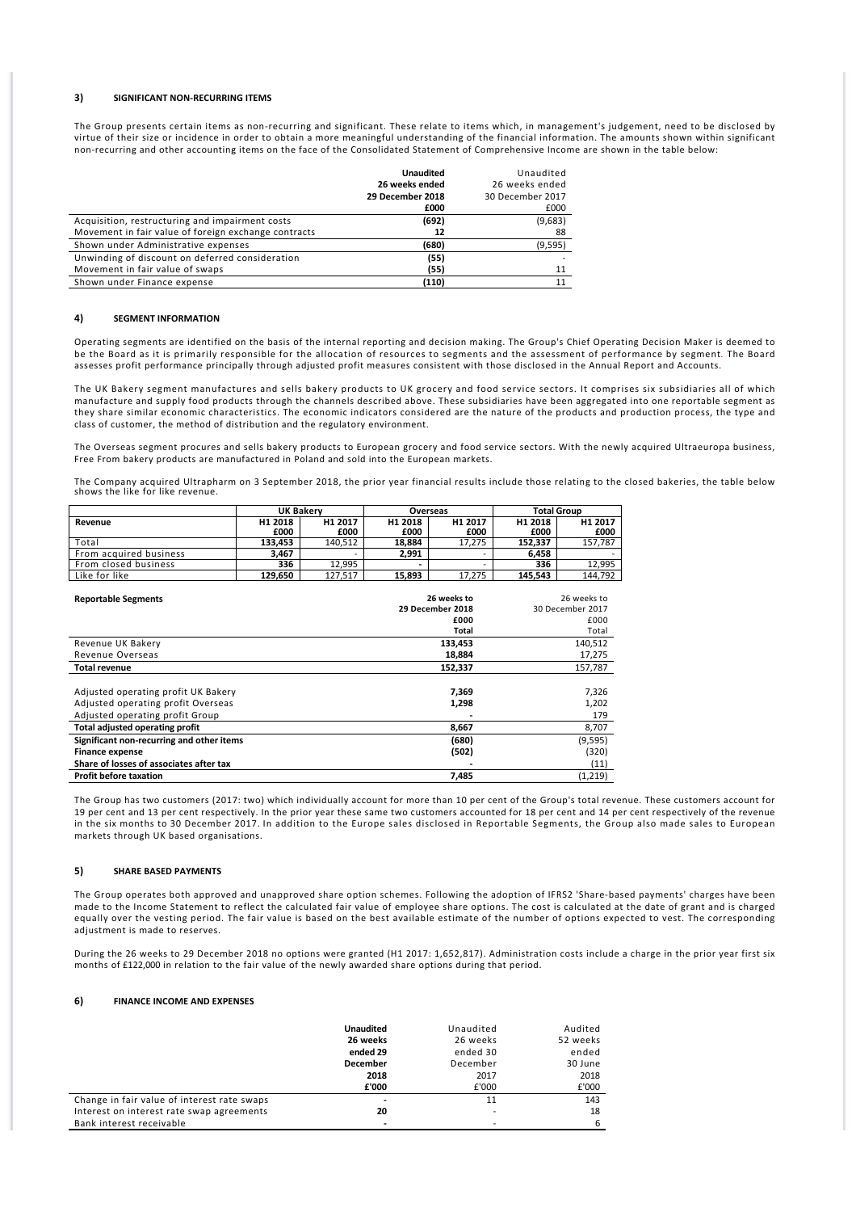## 3) SIGNIFICANT NON-RECURRING ITEMS

The Group presents certain items as non-recurring and significant. These relate to items which, in management's judgement, need to be disclosed by virtue of their size or incidence in order to obtain a more meaningful understanding of the financial information. The amounts shown within significant non-recurring and other accounting items on the face of the Consolidated Statement of Comprehensive Income are shown in the table below:

| | **Unaudited 26 weeks ended 29 December 2018 £000** | Unaudited 26 weeks ended 30 December 2017 £000 |
|---|---|---|
| Acquisition, restructuring and impairment costs | **(692)** | (9,683) |
| Movement in fair value of foreign exchange contracts | **12** | 88 |
| Shown under Administrative expenses | **(680)** | (9,595) |
| Unwinding of discount on deferred consideration | **(55)** | - |
| Movement in fair value of swaps | **(55)** | 11 |
| Shown under Finance expense | **(110)** | 11 |

## 4) SEGMENT INFORMATION

Operating segments are identified on the basis of the internal reporting and decision making. The Group's Chief Operating Decision Maker is deemed to be the Board as it is primarily responsible for the allocation of resources to segments and the assessment of performance by segment. The Board assesses profit performance principally through adjusted profit measures consistent with those disclosed in the Annual Report and Accounts.

The UK Bakery segment manufactures and sells bakery products to UK grocery and food service sectors. It comprises six subsidiaries all of which manufacture and supply food products through the channels described above. These subsidiaries have been aggregated into one reportable segment as they share similar economic characteristics. The economic indicators considered are the nature of the products and production process, the type and class of customer, the method of distribution and the regulatory environment.

The Overseas segment procures and sells bakery products to European grocery and food service sectors. With the newly acquired Ultraeuropa business, Free From bakery products are manufactured in Poland and sold into the European markets.

The Company acquired Ultrapharm on 3 September 2018, the prior year financial results include those relating to the closed bakeries, the table below shows the like for like revenue.

| | UK Bakery | | Overseas | | Total Group | |
|---|---|---|---|---|---|---|
| **Revenue** | **H1 2018 £000** | H1 2017 £000 | **H1 2018 £000** | H1 2017 £000 | **H1 2018 £000** | H1 2017 £000 |
| Total | **133,453** | 140,512 | **18,884** | 17,275 | **152,337** | 157,787 |
| From acquired business | **3,467** | - | **2,991** | - | **6,458** | - |
| From closed business | **336** | 12,995 | **-** | - | **336** | 12,995 |
| Like for like | **129,650** | 127,517 | **15,893** | 17,275 | **145,543** | 144,792 |

| **Reportable Segments** | **26 weeks to 29 December 2018 £000 Total** | 26 weeks to 30 December 2017 £000 Total |
|---|---|---|
| Revenue UK Bakery | **133,453** | 140,512 |
| Revenue Overseas | **18,884** | 17,275 |
| **Total revenue** | **152,337** | 157,787 |
| | | |
| Adjusted operating profit UK Bakery | **7,369** | 7,326 |
| Adjusted operating profit Overseas | **1,298** | 1,202 |
| Adjusted operating profit Group | **-** | 179 |
| **Total adjusted operating profit** | **8,667** | 8,707 |
| **Significant non-recurring and other items** | **(680)** | (9,595) |
| **Finance expense** | **(502)** | (320) |
| **Share of losses of associates after tax** | **-** | (11) |
| **Profit before taxation** | **7,485** | (1,219) |

The Group has two customers (2017: two) which individually account for more than 10 per cent of the Group's total revenue. These customers account for 19 per cent and 13 per cent respectively. In the prior year these same two customers accounted for 18 per cent and 14 per cent respectively of the revenue in the six months to 30 December 2017. In addition to the Europe sales disclosed in Reportable Segments, the Group also made sales to European markets through UK based organisations.

## 5) SHARE BASED PAYMENTS

The Group operates both approved and unapproved share option schemes. Following the adoption of IFRS2 'Share-based payments' charges have been made to the Income Statement to reflect the calculated fair value of employee share options. The cost is calculated at the date of grant and is charged equally over the vesting period. The fair value is based on the best available estimate of the number of options expected to vest. The corresponding adjustment is made to reserves.

During the 26 weeks to 29 December 2018 no options were granted (H1 2017: 1,652,817). Administration costs include a charge in the prior year first six months of £122,000 in relation to the fair value of the newly awarded share options during that period.

## 6) FINANCE INCOME AND EXPENSES

| | **Unaudited 26 weeks ended 29 December 2018 £'000** | Unaudited 26 weeks ended 30 December 2017 £'000 | Audited 52 weeks ended 30 June 2018 £'000 |
|---|---|---|---|
| Change in fair value of interest rate swaps | **-** | 11 | 143 |
| Interest on interest rate swap agreements | **20** | - | 18 |
| Bank interest receivable | **-** | - | 6 |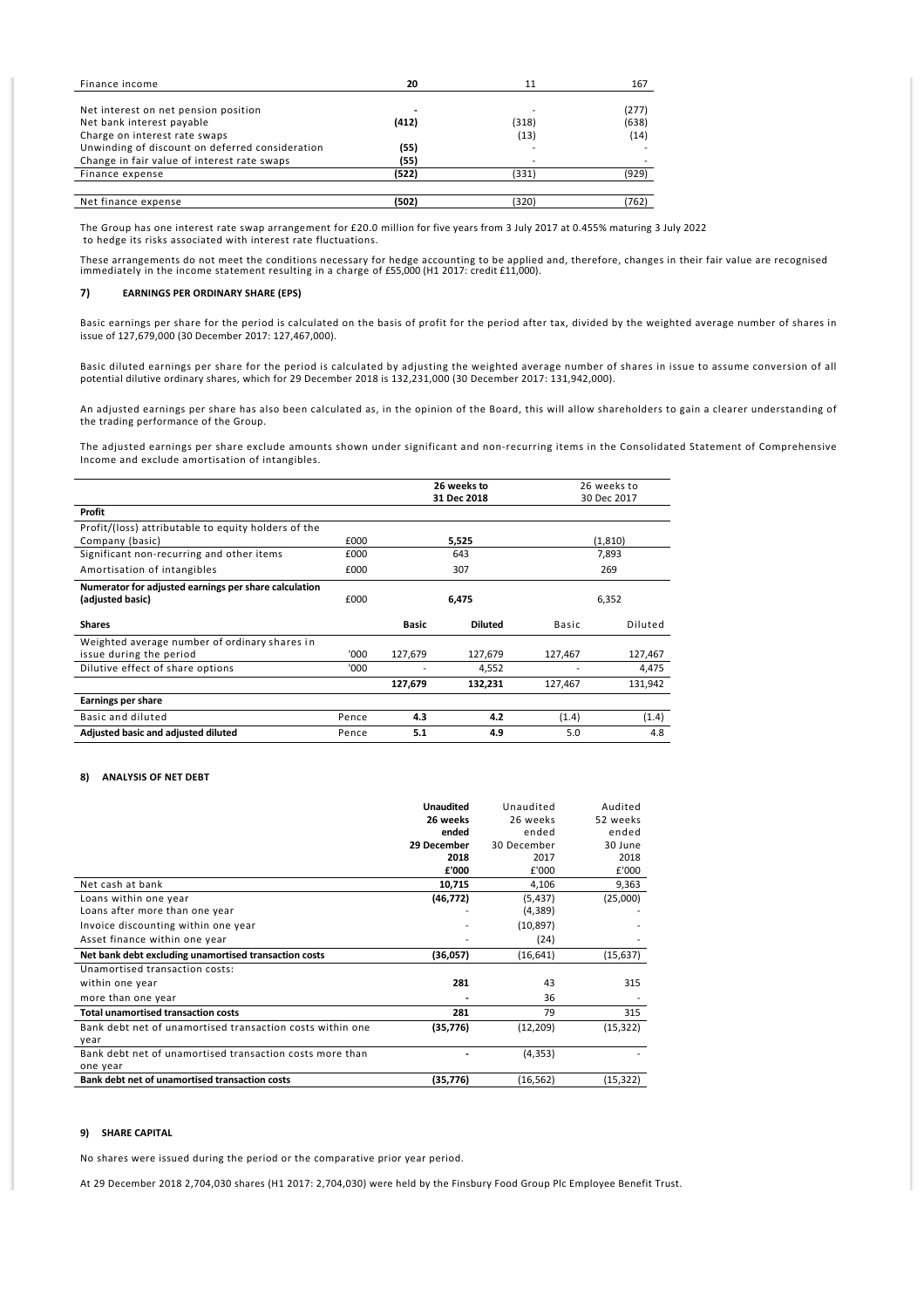| | | | |
|---|---|---|---|
| Finance income | **20** | 11 | 167 |
| | | | |
| Net interest on net pension position | **-** | - | (277) |
| Net bank interest payable | **(412)** | (318) | (638) |
| Charge on interest rate swaps | | (13) | (14) |
| Unwinding of discount on deferred consideration | **(55)** | - | - |
| Change in fair value of interest rate swaps | **(55)** | - | - |
| Finance expense | **(522)** | (331) | (929) |
| | | | |
| Net finance expense | **(502)** | (320) | (762) |

The Group has one interest rate swap arrangement for £20.0 million for five years from 3 July 2017 at 0.455% maturing 3 July 2022 to hedge its risks associated with interest rate fluctuations.

These arrangements do not meet the conditions necessary for hedge accounting to be applied and, therefore, changes in their fair value are recognised immediately in the income statement resulting in a charge of £55,000 (H1 2017: credit £11,000).

## 7) EARNINGS PER ORDINARY SHARE (EPS)

Basic earnings per share for the period is calculated on the basis of profit for the period after tax, divided by the weighted average number of shares in issue of 127,679,000 (30 December 2017: 127,467,000).

Basic diluted earnings per share for the period is calculated by adjusting the weighted average number of shares in issue to assume conversion of all potential dilutive ordinary shares, which for 29 December 2018 is 132,231,000 (30 December 2017: 131,942,000).

An adjusted earnings per share has also been calculated as, in the opinion of the Board, this will allow shareholders to gain a clearer understanding of the trading performance of the Group.

The adjusted earnings per share exclude amounts shown under significant and non-recurring items in the Consolidated Statement of Comprehensive Income and exclude amortisation of intangibles.

| | | 26 weeks to 31 Dec 2018 | | 26 weeks to 30 Dec 2017 | |
|---|---|---|---|---|---|
| **Profit** | | | | | |
| Profit/(loss) attributable to equity holders of the Company (basic) | £000 | **5,525** | | (1,810) | |
| Significant non-recurring and other items | £000 | 643 | | 7,893 | |
| Amortisation of intangibles | £000 | 307 | | 269 | |
| **Numerator for adjusted earnings per share calculation (adjusted basic)** | £000 | **6,475** | | 6,352 | |
| **Shares** | | **Basic** | **Diluted** | Basic | Diluted |
| Weighted average number of ordinary shares in issue during the period | '000 | 127,679 | 127,679 | 127,467 | 127,467 |
| Dilutive effect of share options | '000 | - | 4,552 | - | 4,475 |
| | | **127,679** | **132,231** | 127,467 | 131,942 |
| **Earnings per share** | | | | | |
| Basic and diluted | Pence | **4.3** | **4.2** | (1.4) | (1.4) |
| **Adjusted basic and adjusted diluted** | Pence | **5.1** | **4.9** | 5.0 | 4.8 |

## 8) ANALYSIS OF NET DEBT

| | Unaudited 26 weeks ended 29 December 2018 £'000 | Unaudited 26 weeks ended 30 December 2017 £'000 | Audited 52 weeks ended 30 June 2018 £'000 |
|---|---|---|---|
| Net cash at bank | **10,715** | 4,106 | 9,363 |
| Loans within one year | **(46,772)** | (5,437) | (25,000) |
| Loans after more than one year | - | (4,389) | - |
| Invoice discounting within one year | - | (10,897) | - |
| Asset finance within one year | - | (24) | - |
| **Net bank debt excluding unamortised transaction costs** | **(36,057)** | (16,641) | (15,637) |
| Unamortised transaction costs: | | | |
| within one year | **281** | 43 | 315 |
| more than one year | **-** | 36 | - |
| **Total unamortised transaction costs** | **281** | 79 | 315 |
| Bank debt net of unamortised transaction costs within one year | **(35,776)** | (12,209) | (15,322) |
| Bank debt net of unamortised transaction costs more than one year | **-** | (4,353) | - |
| **Bank debt net of unamortised transaction costs** | **(35,776)** | (16,562) | (15,322) |

## 9) SHARE CAPITAL

No shares were issued during the period or the comparative prior year period.

At 29 December 2018 2,704,030 shares (H1 2017: 2,704,030) were held by the Finsbury Food Group Plc Employee Benefit Trust.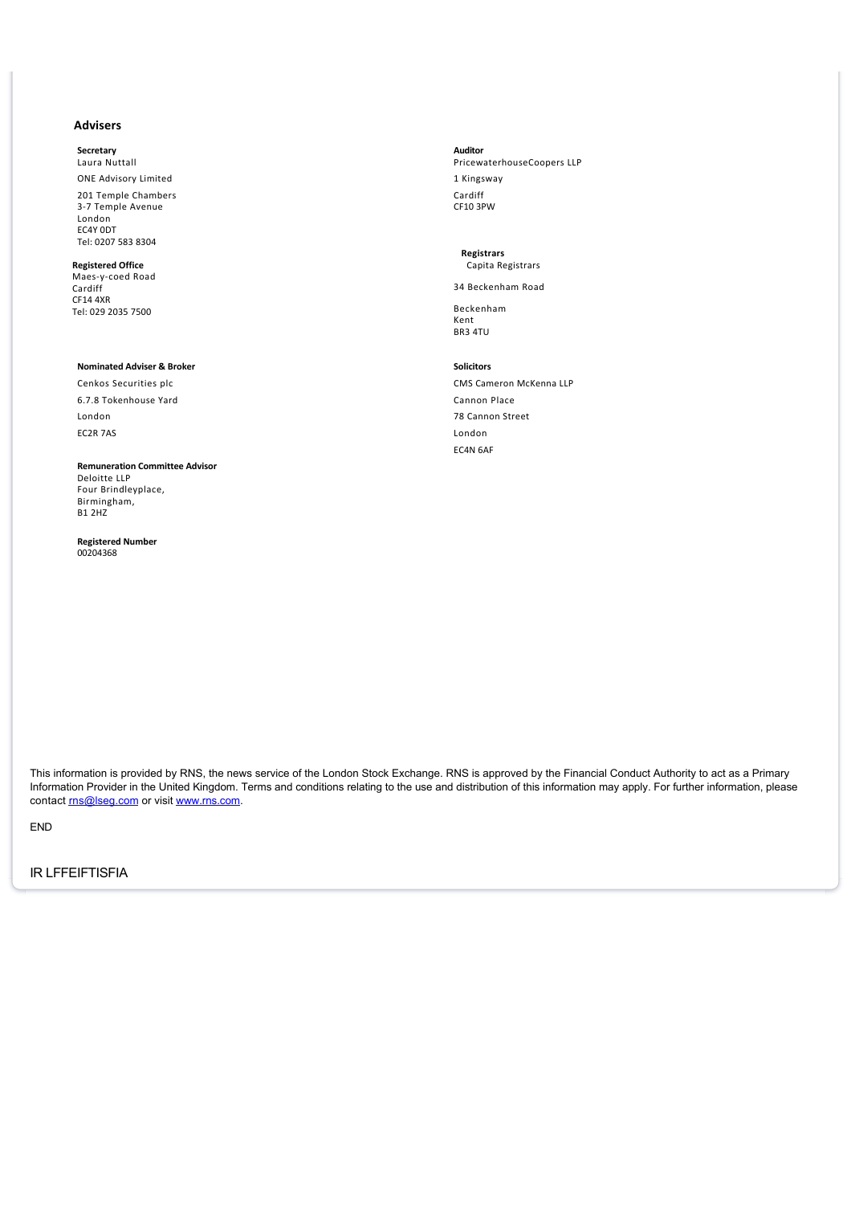## Advisers

**Secretary**
Laura Nuttall

ONE Advisory Limited

201 Temple Chambers
3-7 Temple Avenue
London
EC4Y 0DT
Tel: 0207 583 8304

**Registered Office**
Maes-y-coed Road
Cardiff
CF14 4XR
Tel: 029 2035 7500

**Nominated Adviser & Broker**

Cenkos Securities plc

6.7.8 Tokenhouse Yard

London

EC2R 7AS

**Remuneration Committee Advisor**
Deloitte LLP
Four Brindleyplace,
Birmingham,
B1 2HZ

**Registered Number**
00204368

**Auditor**
PricewaterhouseCoopers LLP

1 Kingsway

Cardiff
CF10 3PW

**Registrars**
Capita Registrars

34 Beckenham Road

Beckenham
Kent
BR3 4TU

**Solicitors**

CMS Cameron McKenna LLP

Cannon Place

78 Cannon Street

London

EC4N 6AF

This information is provided by RNS, the news service of the London Stock Exchange. RNS is approved by the Financial Conduct Authority to act as a Primary Information Provider in the United Kingdom. Terms and conditions relating to the use and distribution of this information may apply. For further information, please contact rns@lseg.com or visit www.rns.com.

END

IR LFFEIFTISFIA